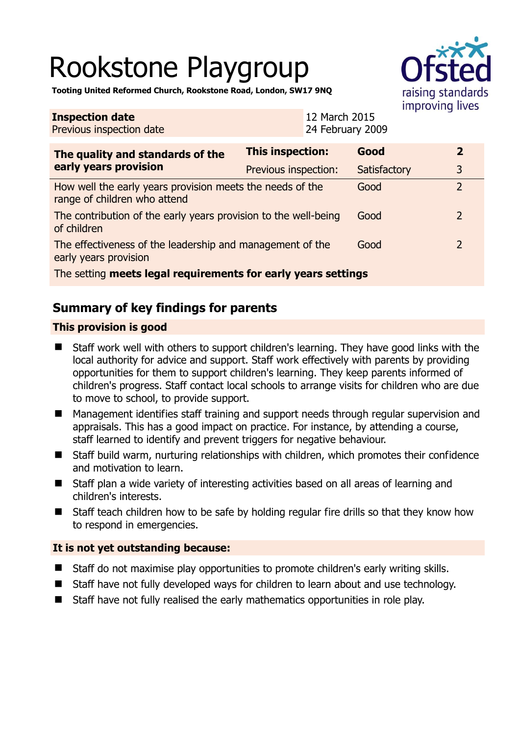# Rookstone Playgroup

**Tooting United Reformed Church, Rookstone Road, London, SW17 9NQ**

Ofsted raising standards improving lives

| | |
|---|---|
| **Inspection date** | 12 March 2015 |
| Previous inspection date | 24 February 2009 |

| **The quality and standards of the early years provision** | **This inspection:** | **Good** | **2** |
|---|---|---|---|
| | Previous inspection: | Satisfactory | 3 |
| How well the early years provision meets the needs of the range of children who attend | | Good | 2 |
| The contribution of the early years provision to the well-being of children | | Good | 2 |
| The effectiveness of the leadership and management of the early years provision | | Good | 2 |
| The setting **meets legal requirements for early years settings** | | | |

## Summary of key findings for parents

### This provision is good

- Staff work well with others to support children's learning. They have good links with the local authority for advice and support. Staff work effectively with parents by providing opportunities for them to support children's learning. They keep parents informed of children's progress. Staff contact local schools to arrange visits for children who are due to move to school, to provide support.
- Management identifies staff training and support needs through regular supervision and appraisals. This has a good impact on practice. For instance, by attending a course, staff learned to identify and prevent triggers for negative behaviour.
- Staff build warm, nurturing relationships with children, which promotes their confidence and motivation to learn.
- Staff plan a wide variety of interesting activities based on all areas of learning and children's interests.
- Staff teach children how to be safe by holding regular fire drills so that they know how to respond in emergencies.

### It is not yet outstanding because:

- Staff do not maximise play opportunities to promote children's early writing skills.
- Staff have not fully developed ways for children to learn about and use technology.
- Staff have not fully realised the early mathematics opportunities in role play.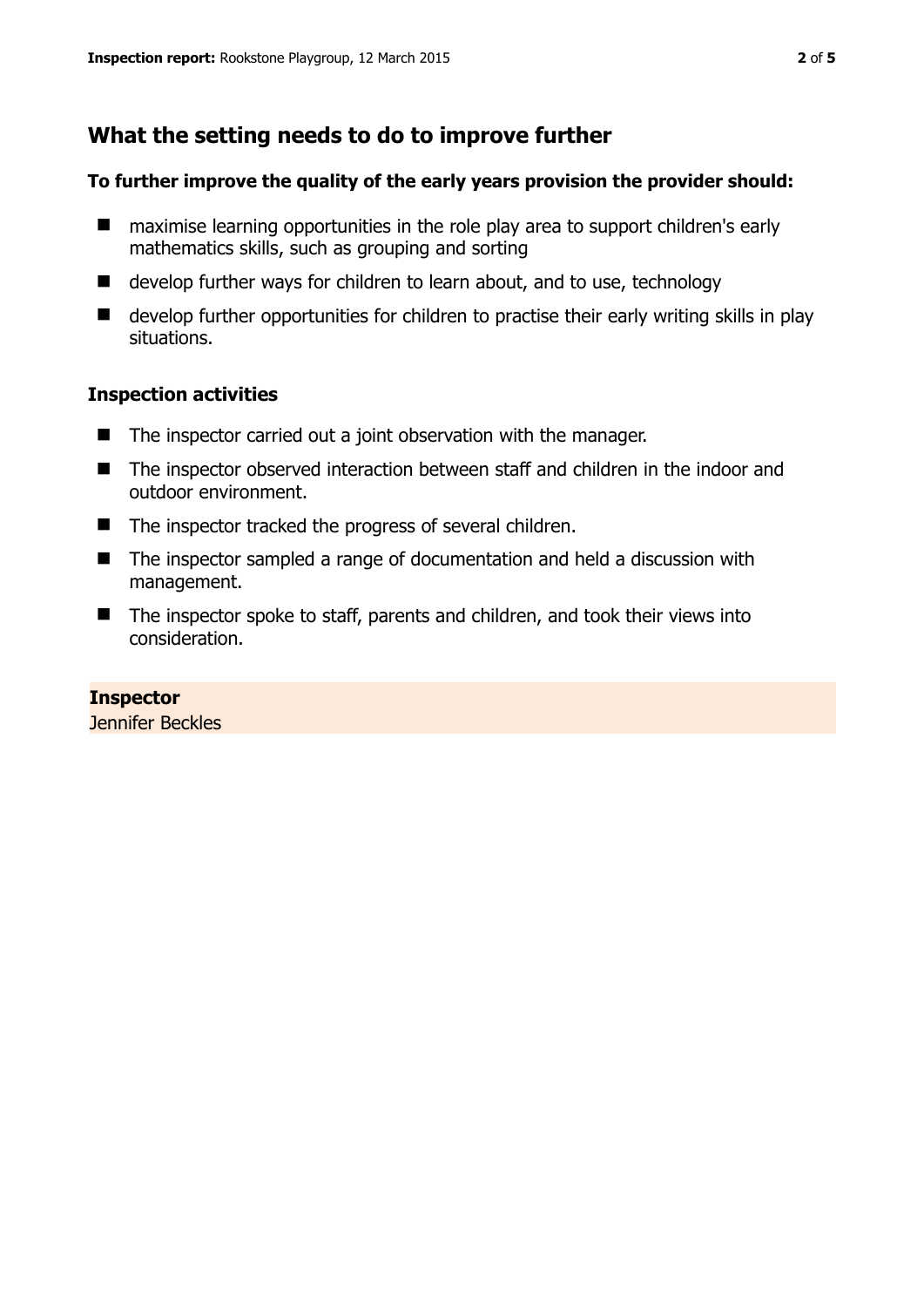## What the setting needs to do to improve further

**To further improve the quality of the early years provision the provider should:**

- maximise learning opportunities in the role play area to support children's early mathematics skills, such as grouping and sorting
- develop further ways for children to learn about, and to use, technology
- develop further opportunities for children to practise their early writing skills in play situations.

### Inspection activities

- The inspector carried out a joint observation with the manager.
- The inspector observed interaction between staff and children in the indoor and outdoor environment.
- The inspector tracked the progress of several children.
- The inspector sampled a range of documentation and held a discussion with management.
- The inspector spoke to staff, parents and children, and took their views into consideration.

**Inspector**
Jennifer Beckles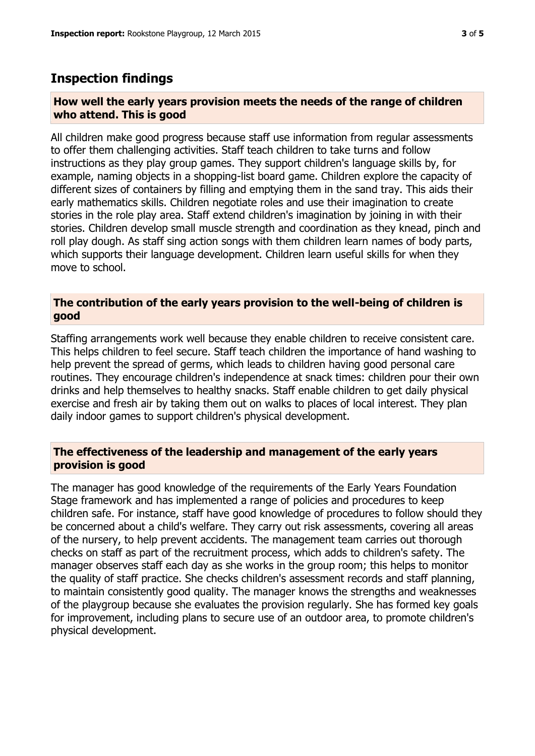## Inspection findings

### How well the early years provision meets the needs of the range of children who attend. This is good

All children make good progress because staff use information from regular assessments to offer them challenging activities. Staff teach children to take turns and follow instructions as they play group games. They support children's language skills by, for example, naming objects in a shopping-list board game. Children explore the capacity of different sizes of containers by filling and emptying them in the sand tray. This aids their early mathematics skills. Children negotiate roles and use their imagination to create stories in the role play area. Staff extend children's imagination by joining in with their stories. Children develop small muscle strength and coordination as they knead, pinch and roll play dough. As staff sing action songs with them children learn names of body parts, which supports their language development. Children learn useful skills for when they move to school.

### The contribution of the early years provision to the well-being of children is good

Staffing arrangements work well because they enable children to receive consistent care. This helps children to feel secure. Staff teach children the importance of hand washing to help prevent the spread of germs, which leads to children having good personal care routines. They encourage children's independence at snack times: children pour their own drinks and help themselves to healthy snacks. Staff enable children to get daily physical exercise and fresh air by taking them out on walks to places of local interest. They plan daily indoor games to support children's physical development.

### The effectiveness of the leadership and management of the early years provision is good

The manager has good knowledge of the requirements of the Early Years Foundation Stage framework and has implemented a range of policies and procedures to keep children safe. For instance, staff have good knowledge of procedures to follow should they be concerned about a child's welfare. They carry out risk assessments, covering all areas of the nursery, to help prevent accidents. The management team carries out thorough checks on staff as part of the recruitment process, which adds to children's safety. The manager observes staff each day as she works in the group room; this helps to monitor the quality of staff practice. She checks children's assessment records and staff planning, to maintain consistently good quality. The manager knows the strengths and weaknesses of the playgroup because she evaluates the provision regularly. She has formed key goals for improvement, including plans to secure use of an outdoor area, to promote children's physical development.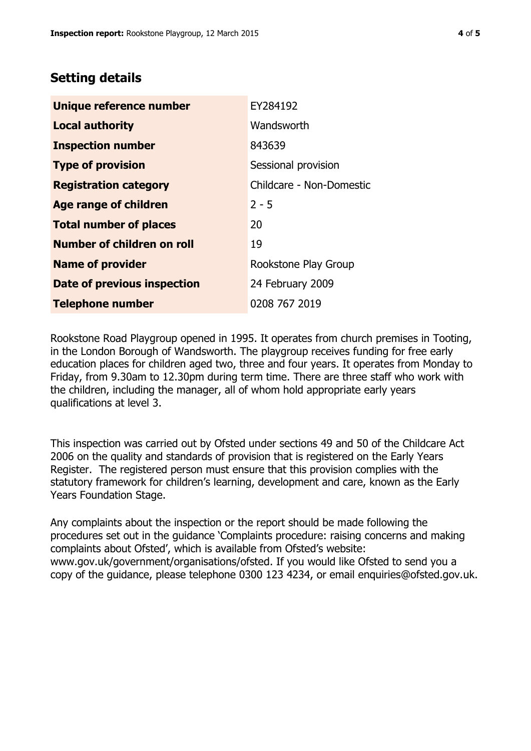## Setting details

| | |
|---|---|
| **Unique reference number** | EY284192 |
| **Local authority** | Wandsworth |
| **Inspection number** | 843639 |
| **Type of provision** | Sessional provision |
| **Registration category** | Childcare - Non-Domestic |
| **Age range of children** | 2 - 5 |
| **Total number of places** | 20 |
| **Number of children on roll** | 19 |
| **Name of provider** | Rookstone Play Group |
| **Date of previous inspection** | 24 February 2009 |
| **Telephone number** | 0208 767 2019 |

Rookstone Road Playgroup opened in 1995. It operates from church premises in Tooting, in the London Borough of Wandsworth. The playgroup receives funding for free early education places for children aged two, three and four years. It operates from Monday to Friday, from 9.30am to 12.30pm during term time. There are three staff who work with the children, including the manager, all of whom hold appropriate early years qualifications at level 3.

This inspection was carried out by Ofsted under sections 49 and 50 of the Childcare Act 2006 on the quality and standards of provision that is registered on the Early Years Register. The registered person must ensure that this provision complies with the statutory framework for children's learning, development and care, known as the Early Years Foundation Stage.

Any complaints about the inspection or the report should be made following the procedures set out in the guidance 'Complaints procedure: raising concerns and making complaints about Ofsted', which is available from Ofsted's website: www.gov.uk/government/organisations/ofsted. If you would like Ofsted to send you a copy of the guidance, please telephone 0300 123 4234, or email enquiries@ofsted.gov.uk.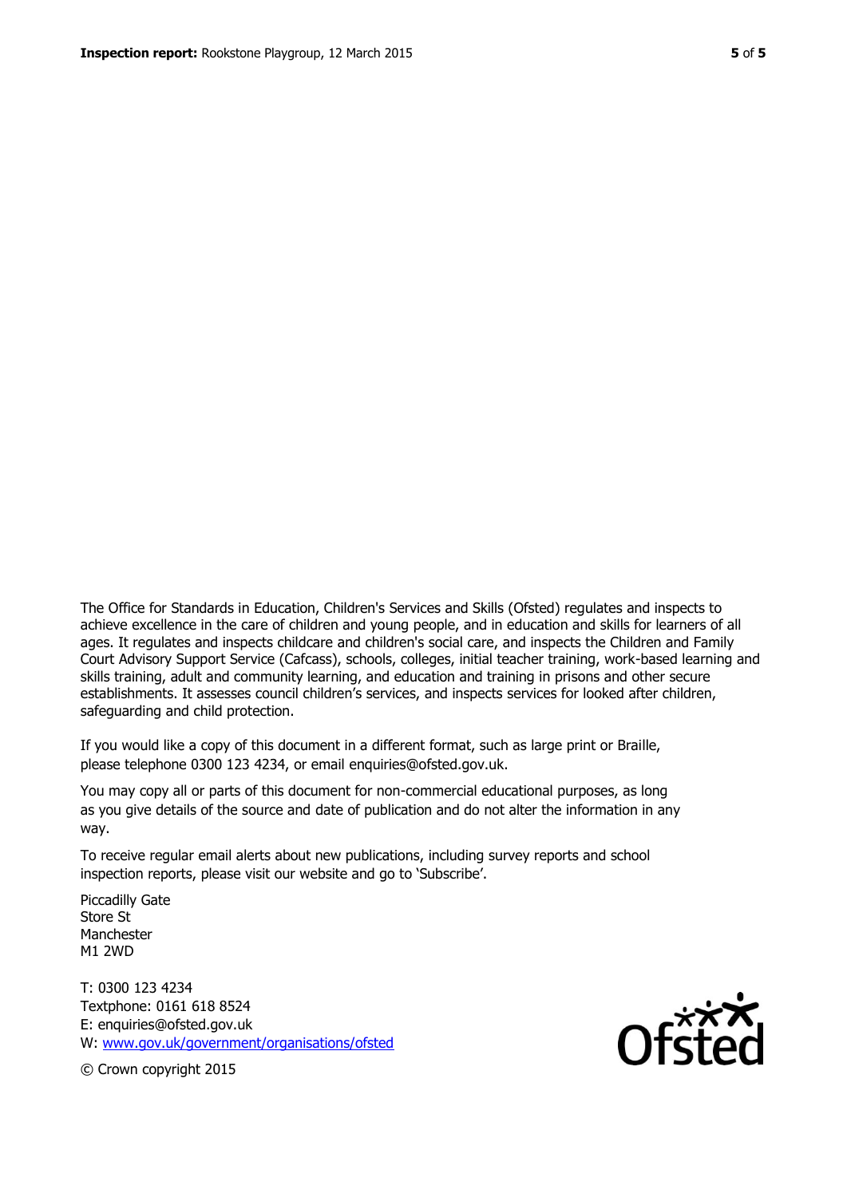The Office for Standards in Education, Children's Services and Skills (Ofsted) regulates and inspects to achieve excellence in the care of children and young people, and in education and skills for learners of all ages. It regulates and inspects childcare and children's social care, and inspects the Children and Family Court Advisory Support Service (Cafcass), schools, colleges, initial teacher training, work-based learning and skills training, adult and community learning, and education and training in prisons and other secure establishments. It assesses council children's services, and inspects services for looked after children, safeguarding and child protection.

If you would like a copy of this document in a different format, such as large print or Braille, please telephone 0300 123 4234, or email enquiries@ofsted.gov.uk.

You may copy all or parts of this document for non-commercial educational purposes, as long as you give details of the source and date of publication and do not alter the information in any way.

To receive regular email alerts about new publications, including survey reports and school inspection reports, please visit our website and go to 'Subscribe'.

Piccadilly Gate
Store St
Manchester
M1 2WD

T: 0300 123 4234
Textphone: 0161 618 8524
E: enquiries@ofsted.gov.uk
W: [www.gov.uk/government/organisations/ofsted](www.gov.uk/government/organisations/ofsted)

© Crown copyright 2015

Ofsted